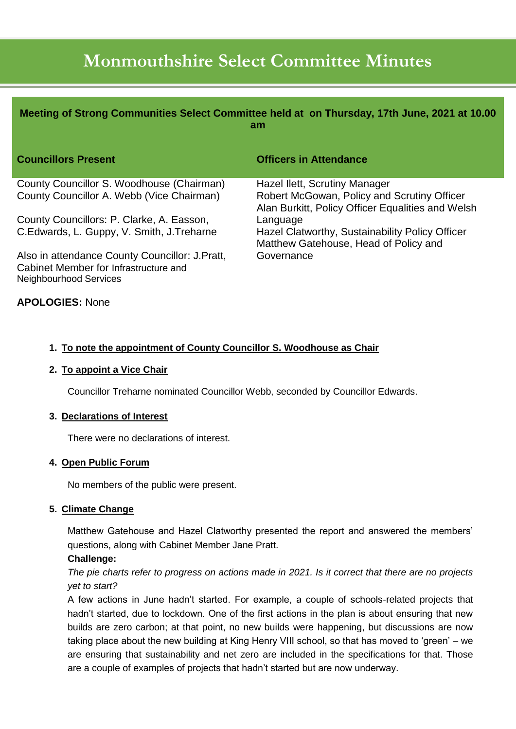# Monmouthshire Select Committee Minutes

**Meeting of Strong Communities Select Committee held at on Thursday, 17th June, 2021 at 10.00 am**

| Councillors Present | Officers in Attendance |
| --- | --- |
| County Councillor S. Woodhouse (Chairman)<br>County Councillor A. Webb (Vice Chairman)<br><br>County Councillors: P. Clarke, A. Easson, C.Edwards, L. Guppy, V. Smith, J.Treharne<br><br>Also in attendance County Councillor: J.Pratt, Cabinet Member for Infrastructure and Neighbourhood Services | Hazel Ilett, Scrutiny Manager<br>Robert McGowan, Policy and Scrutiny Officer<br>Alan Burkitt, Policy Officer Equalities and Welsh Language<br>Hazel Clatworthy, Sustainability Policy Officer<br>Matthew Gatehouse, Head of Policy and Governance |

**APOLOGIES:** None

1. **To note the appointment of County Councillor S. Woodhouse as Chair**

2. **To appoint a Vice Chair**

   Councillor Treharne nominated Councillor Webb, seconded by Councillor Edwards.

3. **Declarations of Interest**

   There were no declarations of interest.

4. **Open Public Forum**

   No members of the public were present.

5. **Climate Change**

   Matthew Gatehouse and Hazel Clatworthy presented the report and answered the members' questions, along with Cabinet Member Jane Pratt.

   **Challenge:**

   *The pie charts refer to progress on actions made in 2021. Is it correct that there are no projects yet to start?*

   A few actions in June hadn't started. For example, a couple of schools-related projects that hadn't started, due to lockdown. One of the first actions in the plan is about ensuring that new builds are zero carbon; at that point, no new builds were happening, but discussions are now taking place about the new building at King Henry VIII school, so that has moved to 'green' – we are ensuring that sustainability and net zero are included in the specifications for that. Those are a couple of examples of projects that hadn't started but are now underway.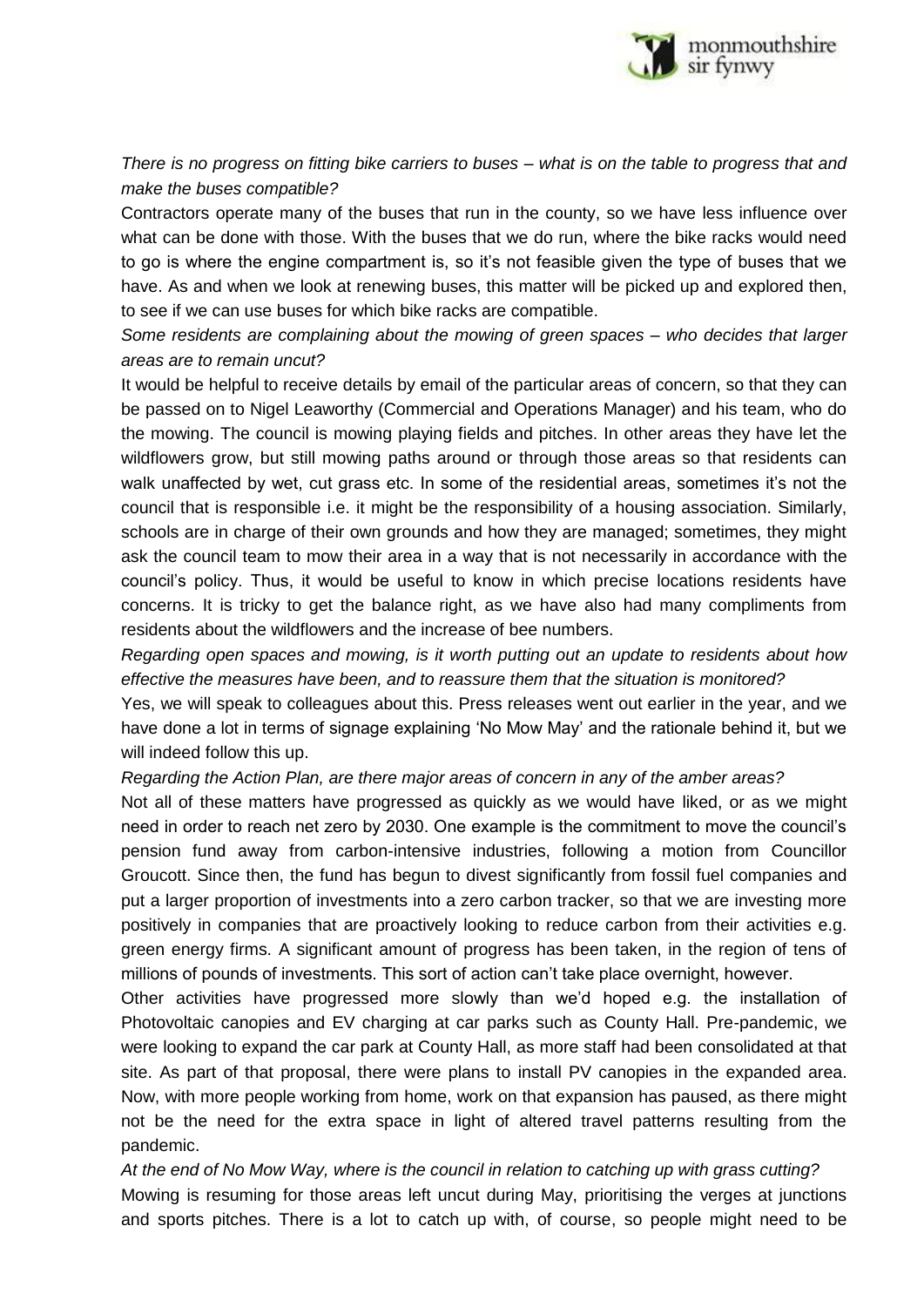*There is no progress on fitting bike carriers to buses – what is on the table to progress that and make the buses compatible?*

Contractors operate many of the buses that run in the county, so we have less influence over what can be done with those. With the buses that we do run, where the bike racks would need to go is where the engine compartment is, so it's not feasible given the type of buses that we have. As and when we look at renewing buses, this matter will be picked up and explored then, to see if we can use buses for which bike racks are compatible.

*Some residents are complaining about the mowing of green spaces – who decides that larger areas are to remain uncut?*

It would be helpful to receive details by email of the particular areas of concern, so that they can be passed on to Nigel Leaworthy (Commercial and Operations Manager) and his team, who do the mowing. The council is mowing playing fields and pitches. In other areas they have let the wildflowers grow, but still mowing paths around or through those areas so that residents can walk unaffected by wet, cut grass etc. In some of the residential areas, sometimes it's not the council that is responsible i.e. it might be the responsibility of a housing association. Similarly, schools are in charge of their own grounds and how they are managed; sometimes, they might ask the council team to mow their area in a way that is not necessarily in accordance with the council's policy. Thus, it would be useful to know in which precise locations residents have concerns. It is tricky to get the balance right, as we have also had many compliments from residents about the wildflowers and the increase of bee numbers.

*Regarding open spaces and mowing, is it worth putting out an update to residents about how effective the measures have been, and to reassure them that the situation is monitored?*

Yes, we will speak to colleagues about this. Press releases went out earlier in the year, and we have done a lot in terms of signage explaining 'No Mow May' and the rationale behind it, but we will indeed follow this up.

*Regarding the Action Plan, are there major areas of concern in any of the amber areas?*

Not all of these matters have progressed as quickly as we would have liked, or as we might need in order to reach net zero by 2030. One example is the commitment to move the council's pension fund away from carbon-intensive industries, following a motion from Councillor Groucott. Since then, the fund has begun to divest significantly from fossil fuel companies and put a larger proportion of investments into a zero carbon tracker, so that we are investing more positively in companies that are proactively looking to reduce carbon from their activities e.g. green energy firms. A significant amount of progress has been taken, in the region of tens of millions of pounds of investments. This sort of action can't take place overnight, however.

Other activities have progressed more slowly than we'd hoped e.g. the installation of Photovoltaic canopies and EV charging at car parks such as County Hall. Pre-pandemic, we were looking to expand the car park at County Hall, as more staff had been consolidated at that site. As part of that proposal, there were plans to install PV canopies in the expanded area. Now, with more people working from home, work on that expansion has paused, as there might not be the need for the extra space in light of altered travel patterns resulting from the pandemic.

*At the end of No Mow Way, where is the council in relation to catching up with grass cutting?*

Mowing is resuming for those areas left uncut during May, prioritising the verges at junctions and sports pitches. There is a lot to catch up with, of course, so people might need to be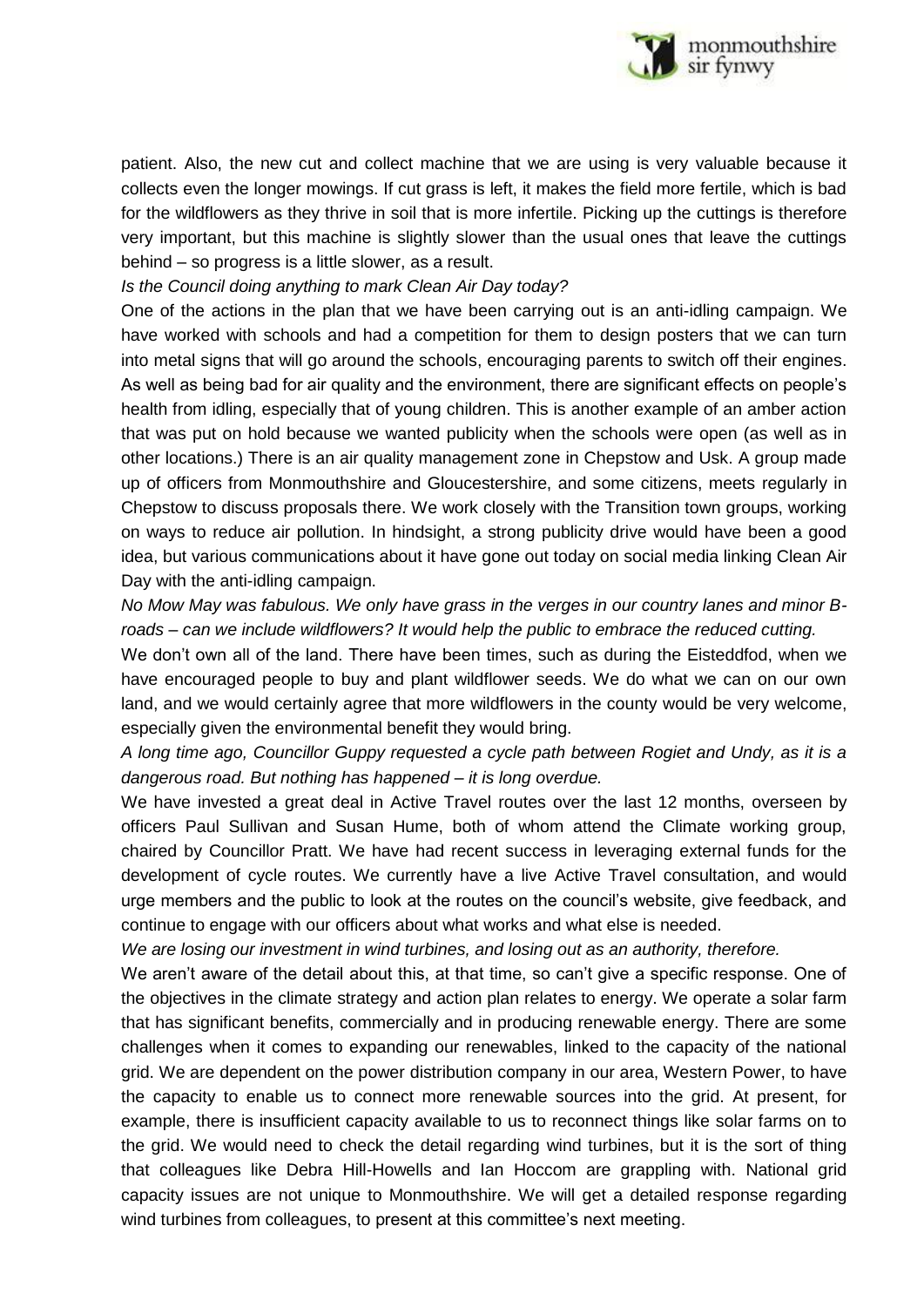patient. Also, the new cut and collect machine that we are using is very valuable because it collects even the longer mowings. If cut grass is left, it makes the field more fertile, which is bad for the wildflowers as they thrive in soil that is more infertile. Picking up the cuttings is therefore very important, but this machine is slightly slower than the usual ones that leave the cuttings behind – so progress is a little slower, as a result.

*Is the Council doing anything to mark Clean Air Day today?*

One of the actions in the plan that we have been carrying out is an anti-idling campaign. We have worked with schools and had a competition for them to design posters that we can turn into metal signs that will go around the schools, encouraging parents to switch off their engines. As well as being bad for air quality and the environment, there are significant effects on people's health from idling, especially that of young children. This is another example of an amber action that was put on hold because we wanted publicity when the schools were open (as well as in other locations.) There is an air quality management zone in Chepstow and Usk. A group made up of officers from Monmouthshire and Gloucestershire, and some citizens, meets regularly in Chepstow to discuss proposals there. We work closely with the Transition town groups, working on ways to reduce air pollution. In hindsight, a strong publicity drive would have been a good idea, but various communications about it have gone out today on social media linking Clean Air Day with the anti-idling campaign.

*No Mow May was fabulous. We only have grass in the verges in our country lanes and minor B-roads – can we include wildflowers? It would help the public to embrace the reduced cutting.*

We don't own all of the land. There have been times, such as during the Eisteddfod, when we have encouraged people to buy and plant wildflower seeds. We do what we can on our own land, and we would certainly agree that more wildflowers in the county would be very welcome, especially given the environmental benefit they would bring.

*A long time ago, Councillor Guppy requested a cycle path between Rogiet and Undy, as it is a dangerous road. But nothing has happened – it is long overdue.*

We have invested a great deal in Active Travel routes over the last 12 months, overseen by officers Paul Sullivan and Susan Hume, both of whom attend the Climate working group, chaired by Councillor Pratt. We have had recent success in leveraging external funds for the development of cycle routes. We currently have a live Active Travel consultation, and would urge members and the public to look at the routes on the council's website, give feedback, and continue to engage with our officers about what works and what else is needed.

*We are losing our investment in wind turbines, and losing out as an authority, therefore.*

We aren't aware of the detail about this, at that time, so can't give a specific response. One of the objectives in the climate strategy and action plan relates to energy. We operate a solar farm that has significant benefits, commercially and in producing renewable energy. There are some challenges when it comes to expanding our renewables, linked to the capacity of the national grid. We are dependent on the power distribution company in our area, Western Power, to have the capacity to enable us to connect more renewable sources into the grid. At present, for example, there is insufficient capacity available to us to reconnect things like solar farms on to the grid. We would need to check the detail regarding wind turbines, but it is the sort of thing that colleagues like Debra Hill-Howells and Ian Hoccom are grappling with. National grid capacity issues are not unique to Monmouthshire. We will get a detailed response regarding wind turbines from colleagues, to present at this committee's next meeting.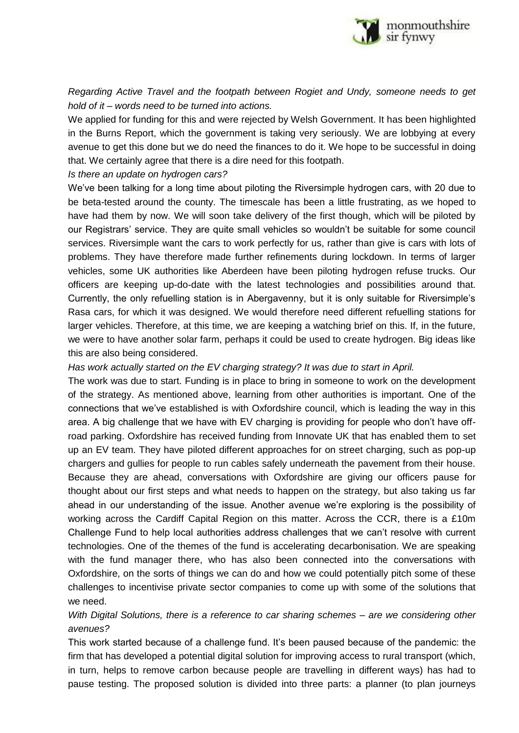*Regarding Active Travel and the footpath between Rogiet and Undy, someone needs to get hold of it – words need to be turned into actions.*

We applied for funding for this and were rejected by Welsh Government. It has been highlighted in the Burns Report, which the government is taking very seriously. We are lobbying at every avenue to get this done but we do need the finances to do it. We hope to be successful in doing that. We certainly agree that there is a dire need for this footpath.

*Is there an update on hydrogen cars?*

We've been talking for a long time about piloting the Riversimple hydrogen cars, with 20 due to be beta-tested around the county. The timescale has been a little frustrating, as we hoped to have had them by now. We will soon take delivery of the first though, which will be piloted by our Registrars' service. They are quite small vehicles so wouldn't be suitable for some council services. Riversimple want the cars to work perfectly for us, rather than give is cars with lots of problems. They have therefore made further refinements during lockdown. In terms of larger vehicles, some UK authorities like Aberdeen have been piloting hydrogen refuse trucks. Our officers are keeping up-do-date with the latest technologies and possibilities around that. Currently, the only refuelling station is in Abergavenny, but it is only suitable for Riversimple's Rasa cars, for which it was designed. We would therefore need different refuelling stations for larger vehicles. Therefore, at this time, we are keeping a watching brief on this. If, in the future, we were to have another solar farm, perhaps it could be used to create hydrogen. Big ideas like this are also being considered.

*Has work actually started on the EV charging strategy? It was due to start in April.*

The work was due to start. Funding is in place to bring in someone to work on the development of the strategy. As mentioned above, learning from other authorities is important. One of the connections that we've established is with Oxfordshire council, which is leading the way in this area. A big challenge that we have with EV charging is providing for people who don't have off-road parking. Oxfordshire has received funding from Innovate UK that has enabled them to set up an EV team. They have piloted different approaches for on street charging, such as pop-up chargers and gullies for people to run cables safely underneath the pavement from their house. Because they are ahead, conversations with Oxfordshire are giving our officers pause for thought about our first steps and what needs to happen on the strategy, but also taking us far ahead in our understanding of the issue. Another avenue we're exploring is the possibility of working across the Cardiff Capital Region on this matter. Across the CCR, there is a £10m Challenge Fund to help local authorities address challenges that we can't resolve with current technologies. One of the themes of the fund is accelerating decarbonisation. We are speaking with the fund manager there, who has also been connected into the conversations with Oxfordshire, on the sorts of things we can do and how we could potentially pitch some of these challenges to incentivise private sector companies to come up with some of the solutions that we need.

*With Digital Solutions, there is a reference to car sharing schemes – are we considering other avenues?*

This work started because of a challenge fund. It's been paused because of the pandemic: the firm that has developed a potential digital solution for improving access to rural transport (which, in turn, helps to remove carbon because people are travelling in different ways) has had to pause testing. The proposed solution is divided into three parts: a planner (to plan journeys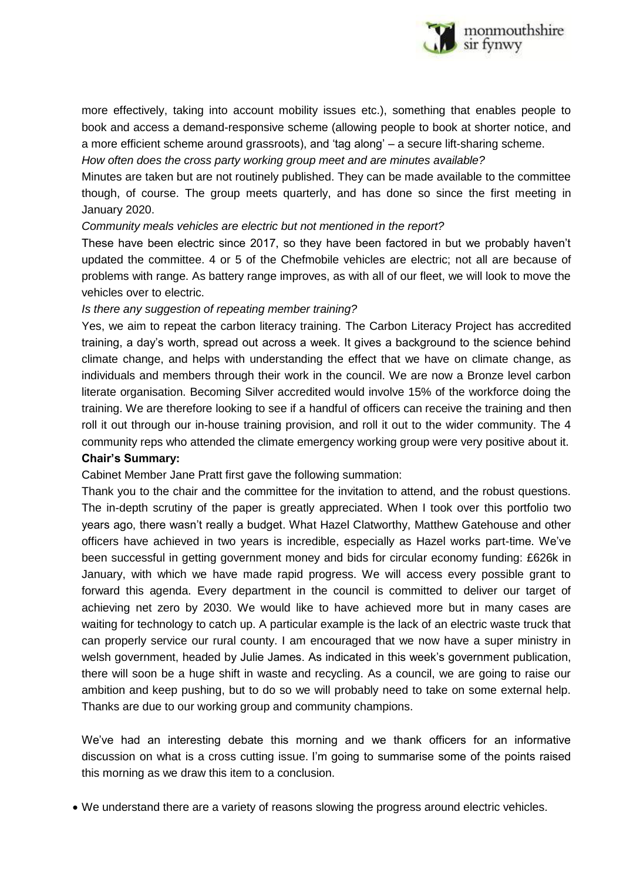more effectively, taking into account mobility issues etc.), something that enables people to book and access a demand-responsive scheme (allowing people to book at shorter notice, and a more efficient scheme around grassroots), and 'tag along' – a secure lift-sharing scheme.

*How often does the cross party working group meet and are minutes available?*

Minutes are taken but are not routinely published. They can be made available to the committee though, of course. The group meets quarterly, and has done so since the first meeting in January 2020.

*Community meals vehicles are electric but not mentioned in the report?*

These have been electric since 2017, so they have been factored in but we probably haven't updated the committee. 4 or 5 of the Chefmobile vehicles are electric; not all are because of problems with range. As battery range improves, as with all of our fleet, we will look to move the vehicles over to electric.

*Is there any suggestion of repeating member training?*

Yes, we aim to repeat the carbon literacy training. The Carbon Literacy Project has accredited training, a day's worth, spread out across a week. It gives a background to the science behind climate change, and helps with understanding the effect that we have on climate change, as individuals and members through their work in the council. We are now a Bronze level carbon literate organisation. Becoming Silver accredited would involve 15% of the workforce doing the training. We are therefore looking to see if a handful of officers can receive the training and then roll it out through our in-house training provision, and roll it out to the wider community. The 4 community reps who attended the climate emergency working group were very positive about it.

**Chair's Summary:**

Cabinet Member Jane Pratt first gave the following summation:

Thank you to the chair and the committee for the invitation to attend, and the robust questions. The in-depth scrutiny of the paper is greatly appreciated. When I took over this portfolio two years ago, there wasn't really a budget. What Hazel Clatworthy, Matthew Gatehouse and other officers have achieved in two years is incredible, especially as Hazel works part-time. We've been successful in getting government money and bids for circular economy funding: £626k in January, with which we have made rapid progress. We will access every possible grant to forward this agenda. Every department in the council is committed to deliver our target of achieving net zero by 2030. We would like to have achieved more but in many cases are waiting for technology to catch up. A particular example is the lack of an electric waste truck that can properly service our rural county. I am encouraged that we now have a super ministry in welsh government, headed by Julie James. As indicated in this week's government publication, there will soon be a huge shift in waste and recycling. As a council, we are going to raise our ambition and keep pushing, but to do so we will probably need to take on some external help. Thanks are due to our working group and community champions.

We've had an interesting debate this morning and we thank officers for an informative discussion on what is a cross cutting issue. I'm going to summarise some of the points raised this morning as we draw this item to a conclusion.

- We understand there are a variety of reasons slowing the progress around electric vehicles.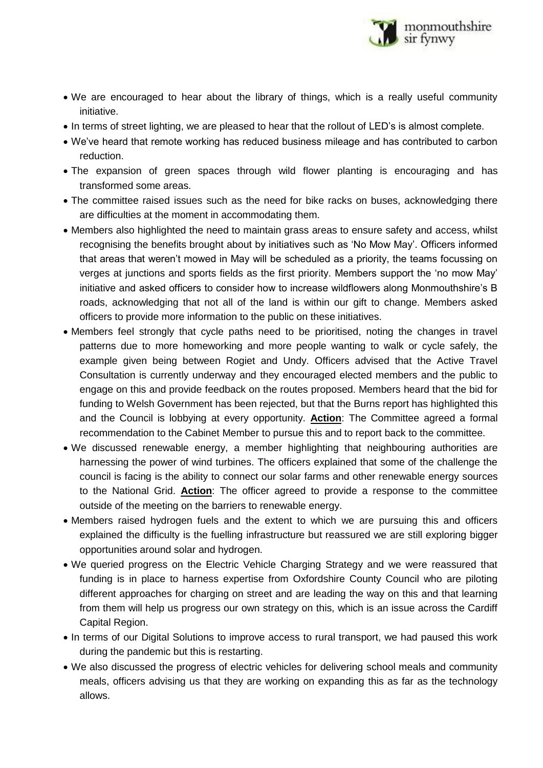- We are encouraged to hear about the library of things, which is a really useful community initiative.
- In terms of street lighting, we are pleased to hear that the rollout of LED's is almost complete.
- We've heard that remote working has reduced business mileage and has contributed to carbon reduction.
- The expansion of green spaces through wild flower planting is encouraging and has transformed some areas.
- The committee raised issues such as the need for bike racks on buses, acknowledging there are difficulties at the moment in accommodating them.
- Members also highlighted the need to maintain grass areas to ensure safety and access, whilst recognising the benefits brought about by initiatives such as 'No Mow May'. Officers informed that areas that weren't mowed in May will be scheduled as a priority, the teams focussing on verges at junctions and sports fields as the first priority. Members support the 'no mow May' initiative and asked officers to consider how to increase wildflowers along Monmouthshire's B roads, acknowledging that not all of the land is within our gift to change. Members asked officers to provide more information to the public on these initiatives.
- Members feel strongly that cycle paths need to be prioritised, noting the changes in travel patterns due to more homeworking and more people wanting to walk or cycle safely, the example given being between Rogiet and Undy. Officers advised that the Active Travel Consultation is currently underway and they encouraged elected members and the public to engage on this and provide feedback on the routes proposed. Members heard that the bid for funding to Welsh Government has been rejected, but that the Burns report has highlighted this and the Council is lobbying at every opportunity. **Action**: The Committee agreed a formal recommendation to the Cabinet Member to pursue this and to report back to the committee.
- We discussed renewable energy, a member highlighting that neighbouring authorities are harnessing the power of wind turbines. The officers explained that some of the challenge the council is facing is the ability to connect our solar farms and other renewable energy sources to the National Grid. **Action**: The officer agreed to provide a response to the committee outside of the meeting on the barriers to renewable energy.
- Members raised hydrogen fuels and the extent to which we are pursuing this and officers explained the difficulty is the fuelling infrastructure but reassured we are still exploring bigger opportunities around solar and hydrogen.
- We queried progress on the Electric Vehicle Charging Strategy and we were reassured that funding is in place to harness expertise from Oxfordshire County Council who are piloting different approaches for charging on street and are leading the way on this and that learning from them will help us progress our own strategy on this, which is an issue across the Cardiff Capital Region.
- In terms of our Digital Solutions to improve access to rural transport, we had paused this work during the pandemic but this is restarting.
- We also discussed the progress of electric vehicles for delivering school meals and community meals, officers advising us that they are working on expanding this as far as the technology allows.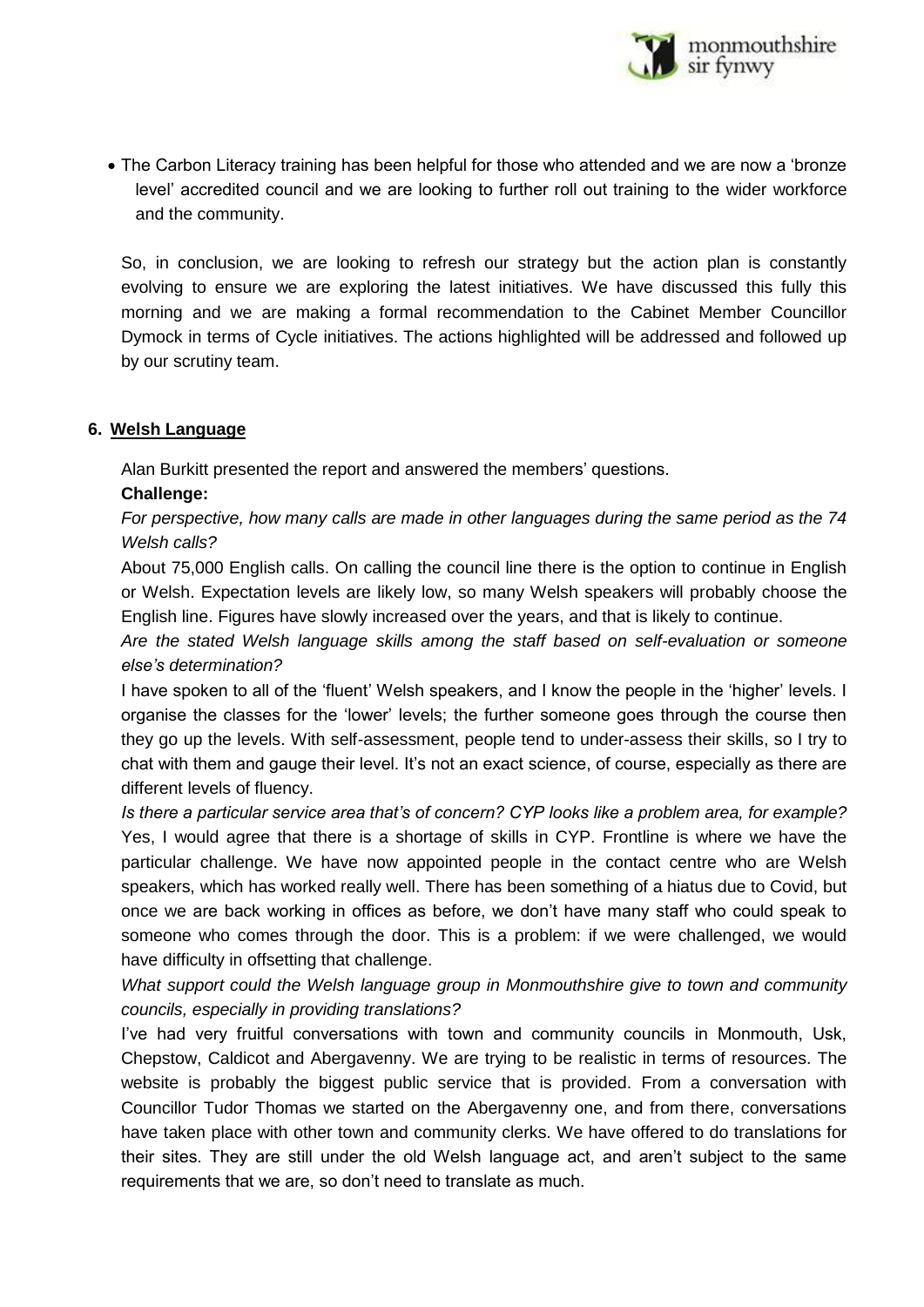- The Carbon Literacy training has been helpful for those who attended and we are now a 'bronze level' accredited council and we are looking to further roll out training to the wider workforce and the community.

So, in conclusion, we are looking to refresh our strategy but the action plan is constantly evolving to ensure we are exploring the latest initiatives. We have discussed this fully this morning and we are making a formal recommendation to the Cabinet Member Councillor Dymock in terms of Cycle initiatives. The actions highlighted will be addressed and followed up by our scrutiny team.

## 6. Welsh Language

Alan Burkitt presented the report and answered the members' questions.

**Challenge:**

*For perspective, how many calls are made in other languages during the same period as the 74 Welsh calls?*

About 75,000 English calls. On calling the council line there is the option to continue in English or Welsh. Expectation levels are likely low, so many Welsh speakers will probably choose the English line. Figures have slowly increased over the years, and that is likely to continue.

*Are the stated Welsh language skills among the staff based on self-evaluation or someone else's determination?*

I have spoken to all of the 'fluent' Welsh speakers, and I know the people in the 'higher' levels. I organise the classes for the 'lower' levels; the further someone goes through the course then they go up the levels. With self-assessment, people tend to under-assess their skills, so I try to chat with them and gauge their level. It's not an exact science, of course, especially as there are different levels of fluency.

*Is there a particular service area that's of concern? CYP looks like a problem area, for example?*

Yes, I would agree that there is a shortage of skills in CYP. Frontline is where we have the particular challenge. We have now appointed people in the contact centre who are Welsh speakers, which has worked really well. There has been something of a hiatus due to Covid, but once we are back working in offices as before, we don't have many staff who could speak to someone who comes through the door. This is a problem: if we were challenged, we would have difficulty in offsetting that challenge.

*What support could the Welsh language group in Monmouthshire give to town and community councils, especially in providing translations?*

I've had very fruitful conversations with town and community councils in Monmouth, Usk, Chepstow, Caldicot and Abergavenny. We are trying to be realistic in terms of resources. The website is probably the biggest public service that is provided. From a conversation with Councillor Tudor Thomas we started on the Abergavenny one, and from there, conversations have taken place with other town and community clerks. We have offered to do translations for their sites. They are still under the old Welsh language act, and aren't subject to the same requirements that we are, so don't need to translate as much.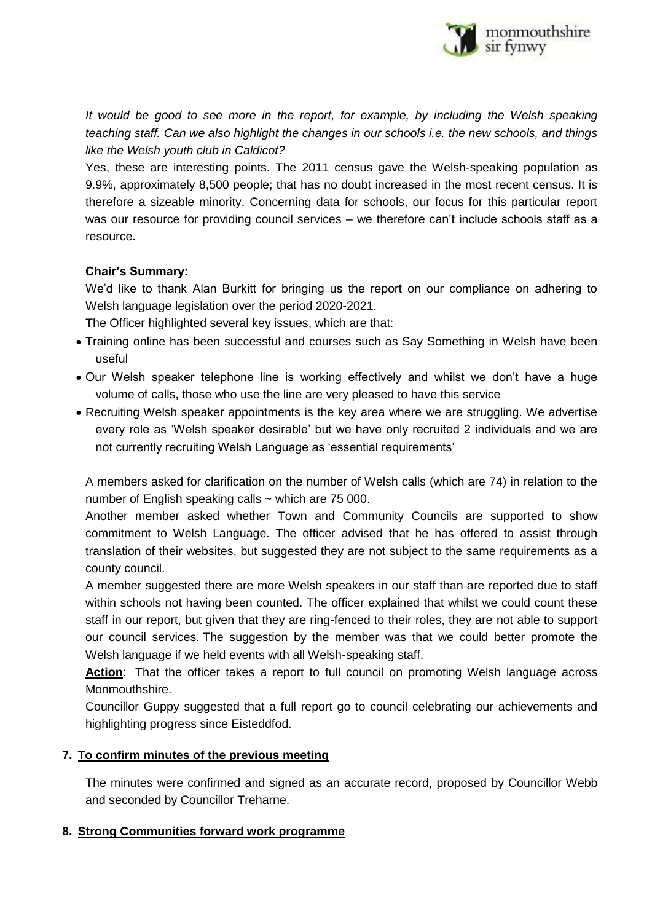*It would be good to see more in the report, for example, by including the Welsh speaking teaching staff. Can we also highlight the changes in our schools i.e. the new schools, and things like the Welsh youth club in Caldicot?*

Yes, these are interesting points. The 2011 census gave the Welsh-speaking population as 9.9%, approximately 8,500 people; that has no doubt increased in the most recent census. It is therefore a sizeable minority. Concerning data for schools, our focus for this particular report was our resource for providing council services – we therefore can't include schools staff as a resource.

**Chair's Summary:**

We'd like to thank Alan Burkitt for bringing us the report on our compliance on adhering to Welsh language legislation over the period 2020-2021.

The Officer highlighted several key issues, which are that:

- Training online has been successful and courses such as Say Something in Welsh have been useful
- Our Welsh speaker telephone line is working effectively and whilst we don't have a huge volume of calls, those who use the line are very pleased to have this service
- Recruiting Welsh speaker appointments is the key area where we are struggling. We advertise every role as 'Welsh speaker desirable' but we have only recruited 2 individuals and we are not currently recruiting Welsh Language as 'essential requirements'

A members asked for clarification on the number of Welsh calls (which are 74) in relation to the number of English speaking calls ~ which are 75 000.

Another member asked whether Town and Community Councils are supported to show commitment to Welsh Language. The officer advised that he has offered to assist through translation of their websites, but suggested they are not subject to the same requirements as a county council.

A member suggested there are more Welsh speakers in our staff than are reported due to staff within schools not having been counted. The officer explained that whilst we could count these staff in our report, but given that they are ring-fenced to their roles, they are not able to support our council services. The suggestion by the member was that we could better promote the Welsh language if we held events with all Welsh-speaking staff.

**Action**: That the officer takes a report to full council on promoting Welsh language across Monmouthshire.

Councillor Guppy suggested that a full report go to council celebrating our achievements and highlighting progress since Eisteddfod.

## 7. To confirm minutes of the previous meeting

The minutes were confirmed and signed as an accurate record, proposed by Councillor Webb and seconded by Councillor Treharne.

## 8. Strong Communities forward work programme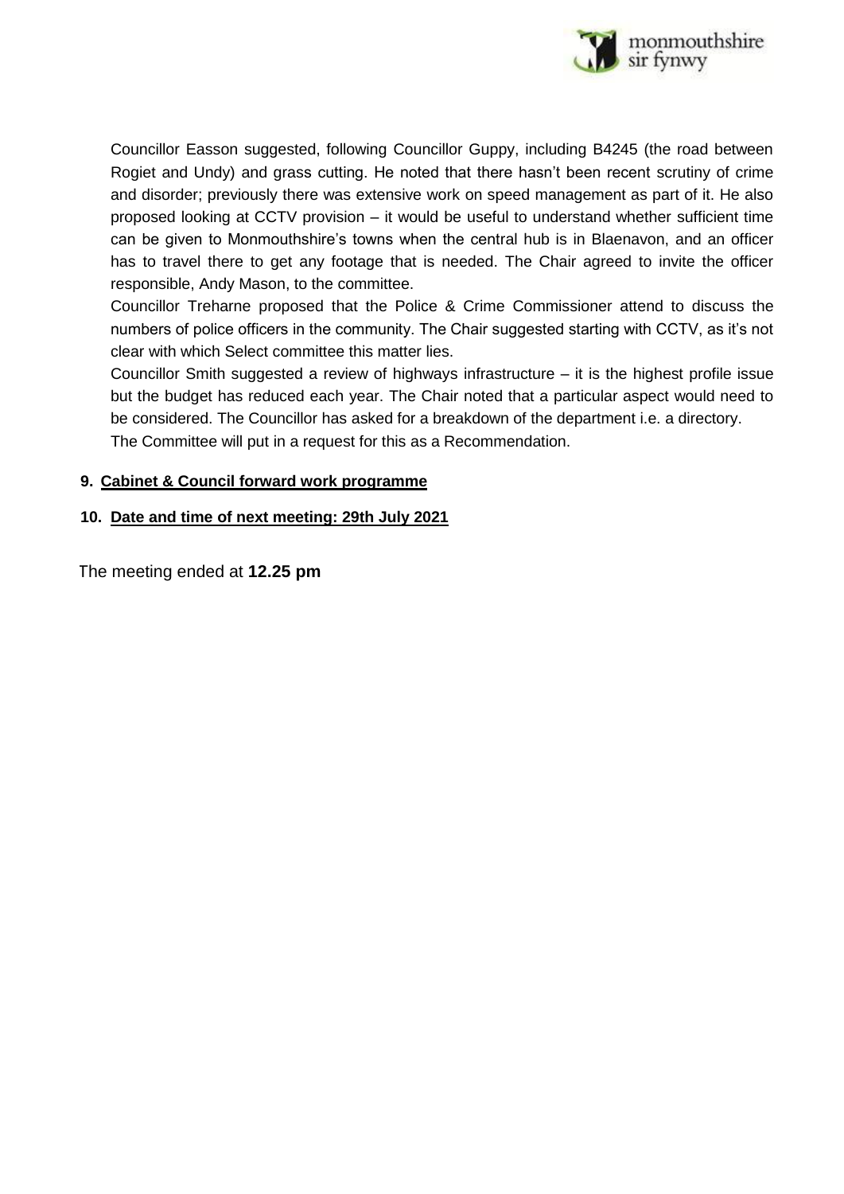Councillor Easson suggested, following Councillor Guppy, including B4245 (the road between Rogiet and Undy) and grass cutting. He noted that there hasn't been recent scrutiny of crime and disorder; previously there was extensive work on speed management as part of it. He also proposed looking at CCTV provision – it would be useful to understand whether sufficient time can be given to Monmouthshire's towns when the central hub is in Blaenavon, and an officer has to travel there to get any footage that is needed. The Chair agreed to invite the officer responsible, Andy Mason, to the committee.

Councillor Treharne proposed that the Police & Crime Commissioner attend to discuss the numbers of police officers in the community. The Chair suggested starting with CCTV, as it's not clear with which Select committee this matter lies.

Councillor Smith suggested a review of highways infrastructure – it is the highest profile issue but the budget has reduced each year. The Chair noted that a particular aspect would need to be considered. The Councillor has asked for a breakdown of the department i.e. a directory.

The Committee will put in a request for this as a Recommendation.

**9. Cabinet & Council forward work programme**

**10. Date and time of next meeting: 29th July 2021**

The meeting ended at **12.25 pm**